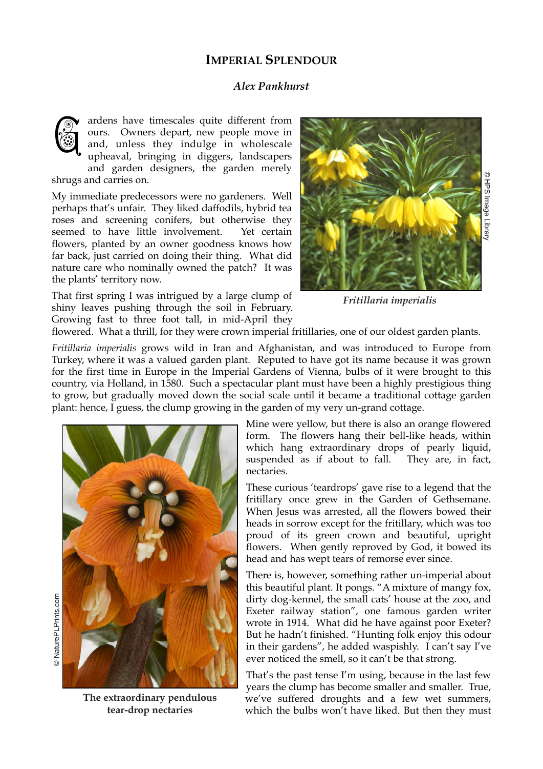# Imperial Splendour

*Alex Pankhurst*

Gardens have timescales quite different from ours. Owners depart, new people move in and, unless they indulge in wholescale upheaval, bringing in diggers, landscapers and garden designers, the garden merely shrugs and carries on.

My immediate predecessors were no gardeners. Well perhaps that's unfair. They liked daffodils, hybrid tea roses and screening conifers, but otherwise they seemed to have little involvement. Yet certain flowers, planted by an owner goodness knows how far back, just carried on doing their thing. What did nature care who nominally owned the patch? It was the plants' territory now.

That first spring I was intrigued by a large clump of shiny leaves pushing through the soil in February. Growing fast to three foot tall, in mid-April they flowered. What a thrill, for they were crown imperial fritillaries, one of our oldest garden plants.

© HPS Image Library

*Fritillaria imperialis*

*Fritillaria imperialis* grows wild in Iran and Afghanistan, and was introduced to Europe from Turkey, where it was a valued garden plant. Reputed to have got its name because it was grown for the first time in Europe in the Imperial Gardens of Vienna, bulbs of it were brought to this country, via Holland, in 1580. Such a spectacular plant must have been a highly prestigious thing to grow, but gradually moved down the social scale until it became a traditional cottage garden plant: hence, I guess, the clump growing in the garden of my very un-grand cottage.

© NaturePLPrints.com

**The extraordinary pendulous tear-drop nectaries**

Mine were yellow, but there is also an orange flowered form. The flowers hang their bell-like heads, within which hang extraordinary drops of pearly liquid, suspended as if about to fall. They are, in fact, nectaries.

These curious 'teardrops' gave rise to a legend that the fritillary once grew in the Garden of Gethsemane. When Jesus was arrested, all the flowers bowed their heads in sorrow except for the fritillary, which was too proud of its green crown and beautiful, upright flowers. When gently reproved by God, it bowed its head and has wept tears of remorse ever since.

There is, however, something rather un-imperial about this beautiful plant. It pongs. "A mixture of mangy fox, dirty dog-kennel, the small cats' house at the zoo, and Exeter railway station", one famous garden writer wrote in 1914. What did he have against poor Exeter? But he hadn't finished. "Hunting folk enjoy this odour in their gardens", he added waspishly. I can't say I've ever noticed the smell, so it can't be that strong.

That's the past tense I'm using, because in the last few years the clump has become smaller and smaller. True, we've suffered droughts and a few wet summers, which the bulbs won't have liked. But then they must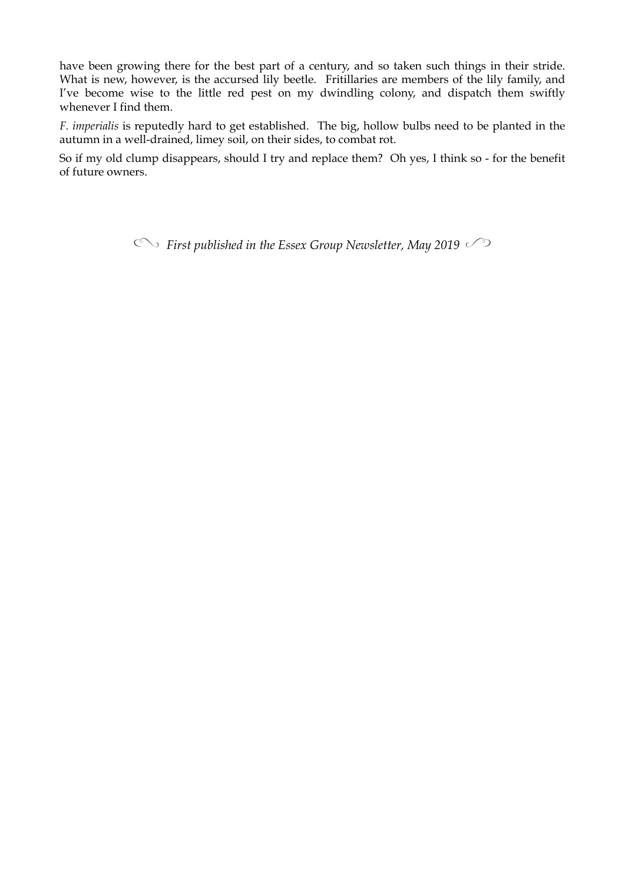have been growing there for the best part of a century, and so taken such things in their stride. What is new, however, is the accursed lily beetle. Fritillaries are members of the lily family, and I've become wise to the little red pest on my dwindling colony, and dispatch them swiftly whenever I find them.

*F. imperialis* is reputedly hard to get established. The big, hollow bulbs need to be planted in the autumn in a well-drained, limey soil, on their sides, to combat rot.

So if my old clump disappears, should I try and replace them? Oh yes, I think so - for the benefit of future owners.

*First published in the Essex Group Newsletter, May 2019*